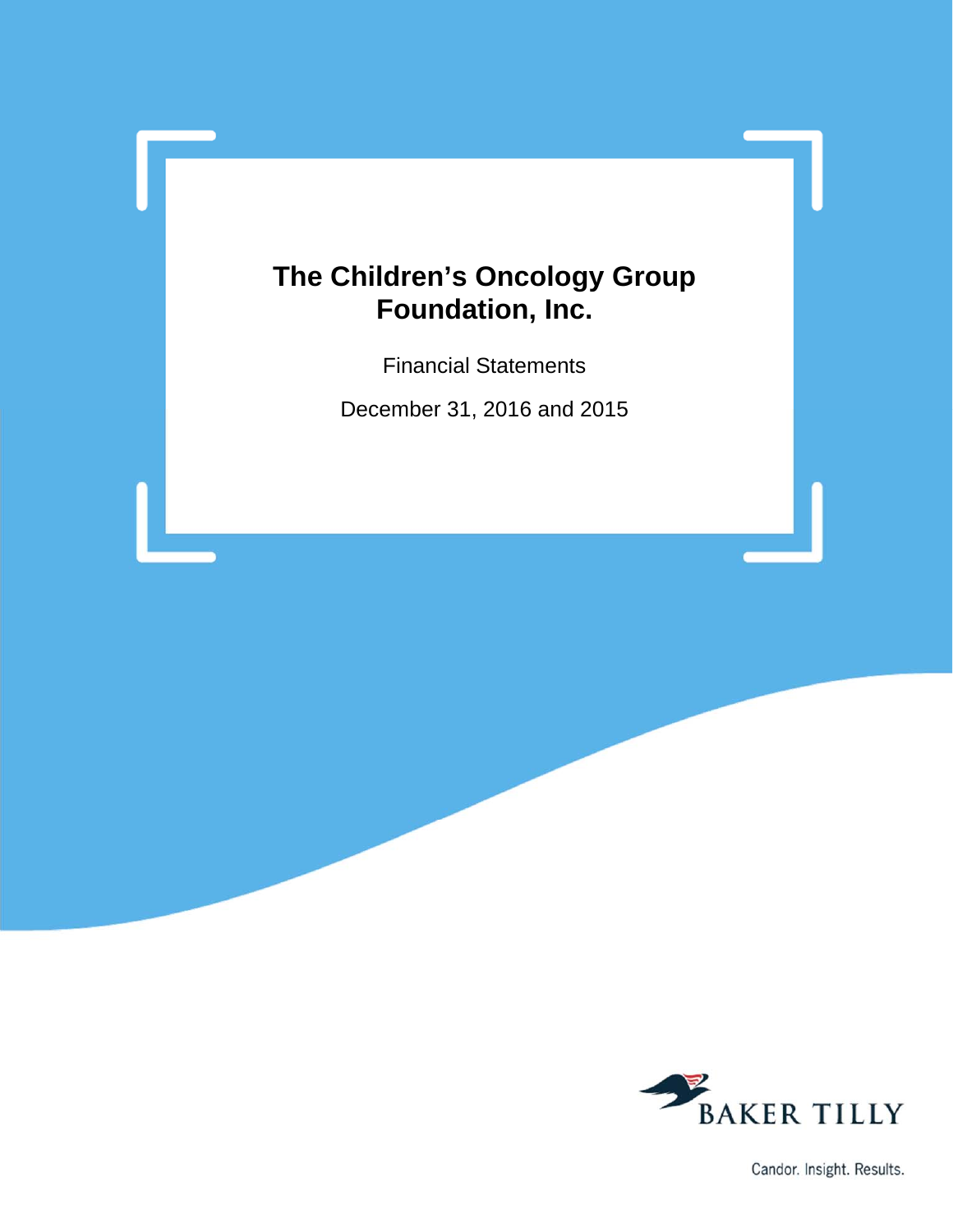# The Children's Oncology Group Foundation, Inc.

Financial Statements

December 31, 2016 and 2015

BAKER TILLY

Candor. Insight. Results.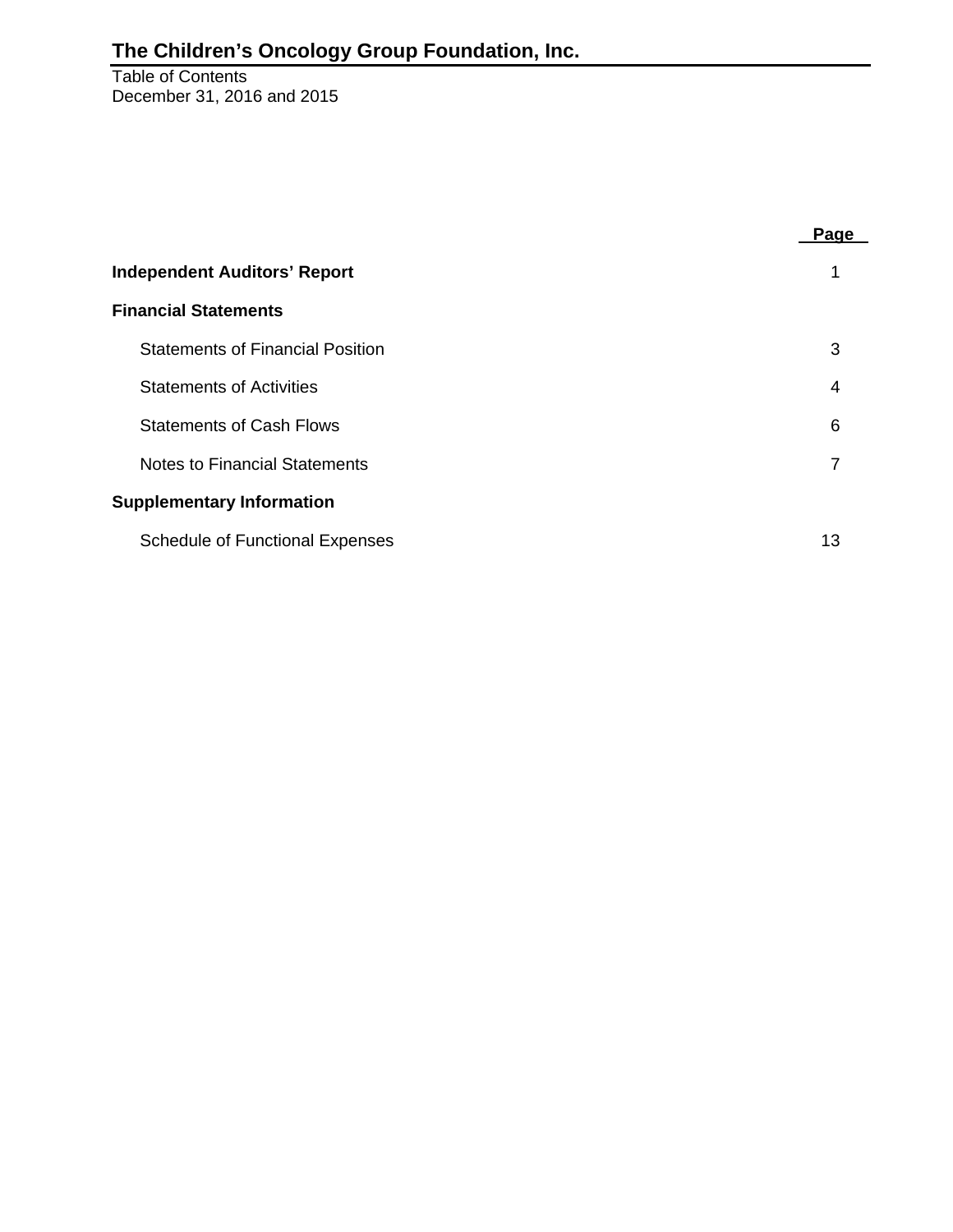# The Children's Oncology Group Foundation, Inc.

Table of Contents
December 31, 2016 and 2015

| | Page |
|---|---|
| **Independent Auditors' Report** | 1 |
| **Financial Statements** | |
| Statements of Financial Position | 3 |
| Statements of Activities | 4 |
| Statements of Cash Flows | 6 |
| Notes to Financial Statements | 7 |
| **Supplementary Information** | |
| Schedule of Functional Expenses | 13 |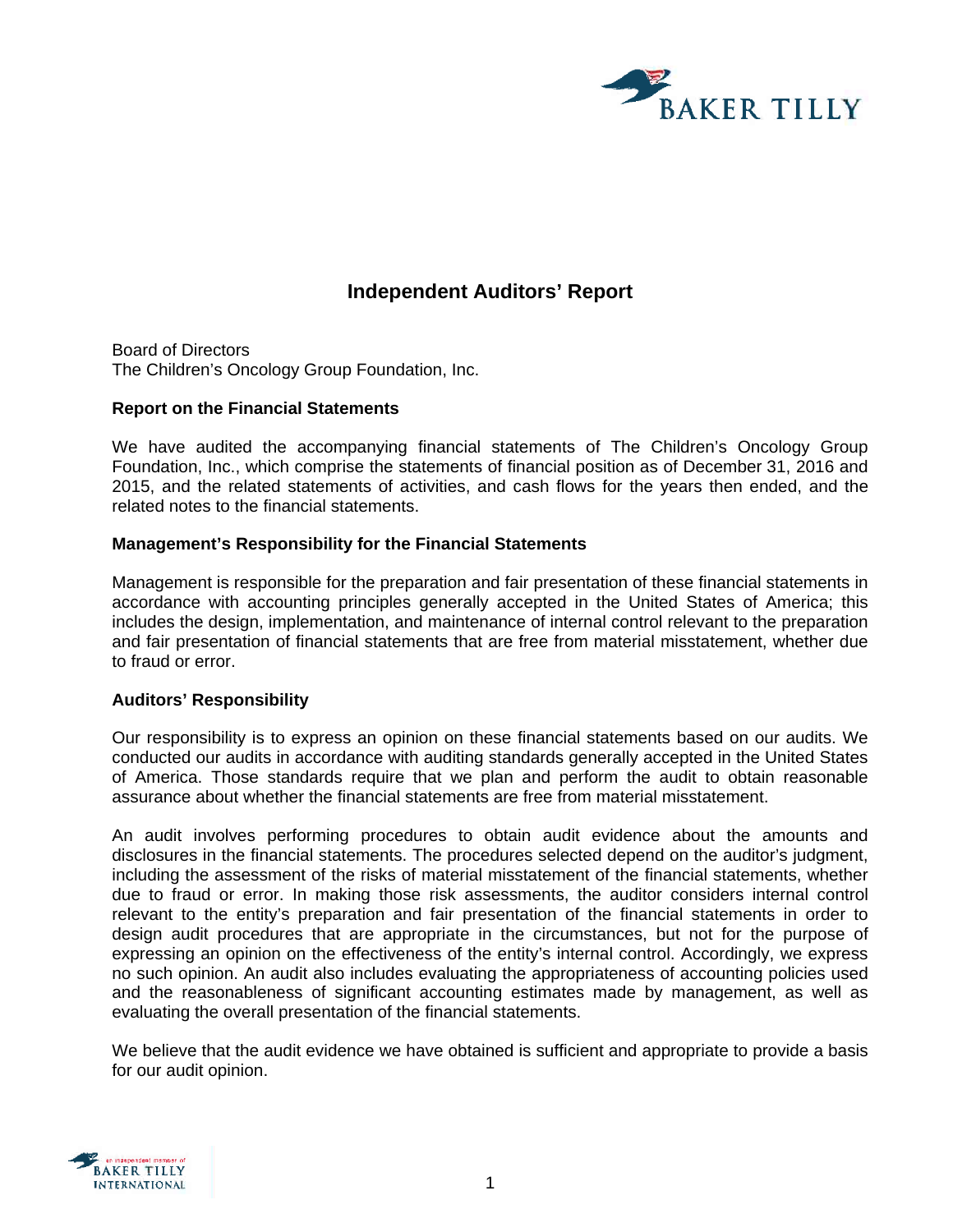# Independent Auditors' Report

Board of Directors
The Children's Oncology Group Foundation, Inc.

**Report on the Financial Statements**

We have audited the accompanying financial statements of The Children's Oncology Group Foundation, Inc., which comprise the statements of financial position as of December 31, 2016 and 2015, and the related statements of activities, and cash flows for the years then ended, and the related notes to the financial statements.

**Management's Responsibility for the Financial Statements**

Management is responsible for the preparation and fair presentation of these financial statements in accordance with accounting principles generally accepted in the United States of America; this includes the design, implementation, and maintenance of internal control relevant to the preparation and fair presentation of financial statements that are free from material misstatement, whether due to fraud or error.

**Auditors' Responsibility**

Our responsibility is to express an opinion on these financial statements based on our audits. We conducted our audits in accordance with auditing standards generally accepted in the United States of America. Those standards require that we plan and perform the audit to obtain reasonable assurance about whether the financial statements are free from material misstatement.

An audit involves performing procedures to obtain audit evidence about the amounts and disclosures in the financial statements. The procedures selected depend on the auditor's judgment, including the assessment of the risks of material misstatement of the financial statements, whether due to fraud or error. In making those risk assessments, the auditor considers internal control relevant to the entity's preparation and fair presentation of the financial statements in order to design audit procedures that are appropriate in the circumstances, but not for the purpose of expressing an opinion on the effectiveness of the entity's internal control. Accordingly, we express no such opinion. An audit also includes evaluating the appropriateness of accounting policies used and the reasonableness of significant accounting estimates made by management, as well as evaluating the overall presentation of the financial statements.

We believe that the audit evidence we have obtained is sufficient and appropriate to provide a basis for our audit opinion.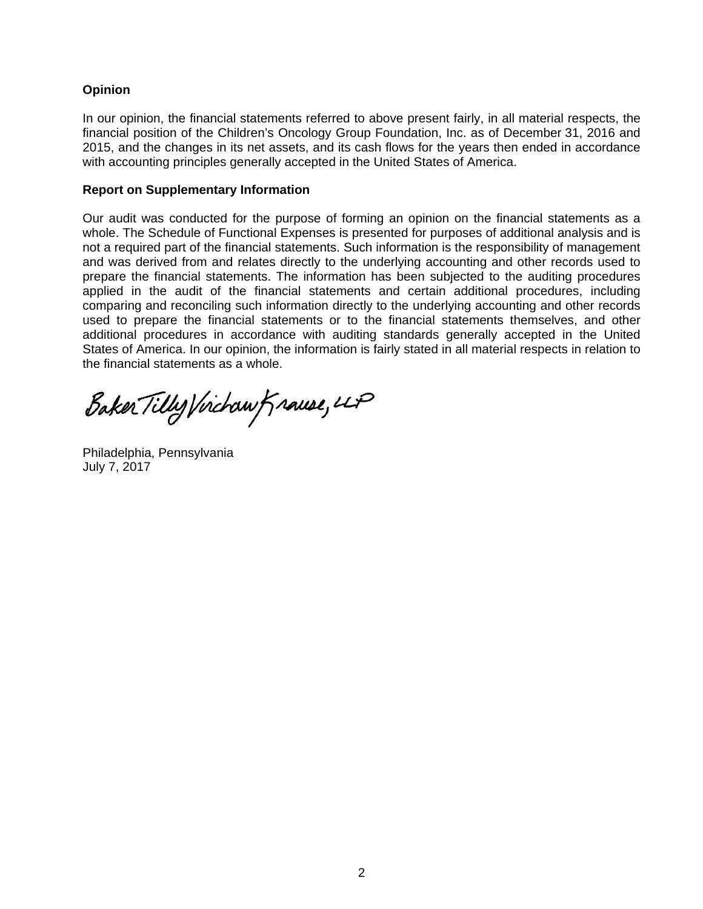**Opinion**

In our opinion, the financial statements referred to above present fairly, in all material respects, the financial position of the Children's Oncology Group Foundation, Inc. as of December 31, 2016 and 2015, and the changes in its net assets, and its cash flows for the years then ended in accordance with accounting principles generally accepted in the United States of America.

**Report on Supplementary Information**

Our audit was conducted for the purpose of forming an opinion on the financial statements as a whole. The Schedule of Functional Expenses is presented for purposes of additional analysis and is not a required part of the financial statements. Such information is the responsibility of management and was derived from and relates directly to the underlying accounting and other records used to prepare the financial statements. The information has been subjected to the auditing procedures applied in the audit of the financial statements and certain additional procedures, including comparing and reconciling such information directly to the underlying accounting and other records used to prepare the financial statements or to the financial statements themselves, and other additional procedures in accordance with auditing standards generally accepted in the United States of America. In our opinion, the information is fairly stated in all material respects in relation to the financial statements as a whole.

Baker Tilly Virchow Krause, LLP

Philadelphia, Pennsylvania
July 7, 2017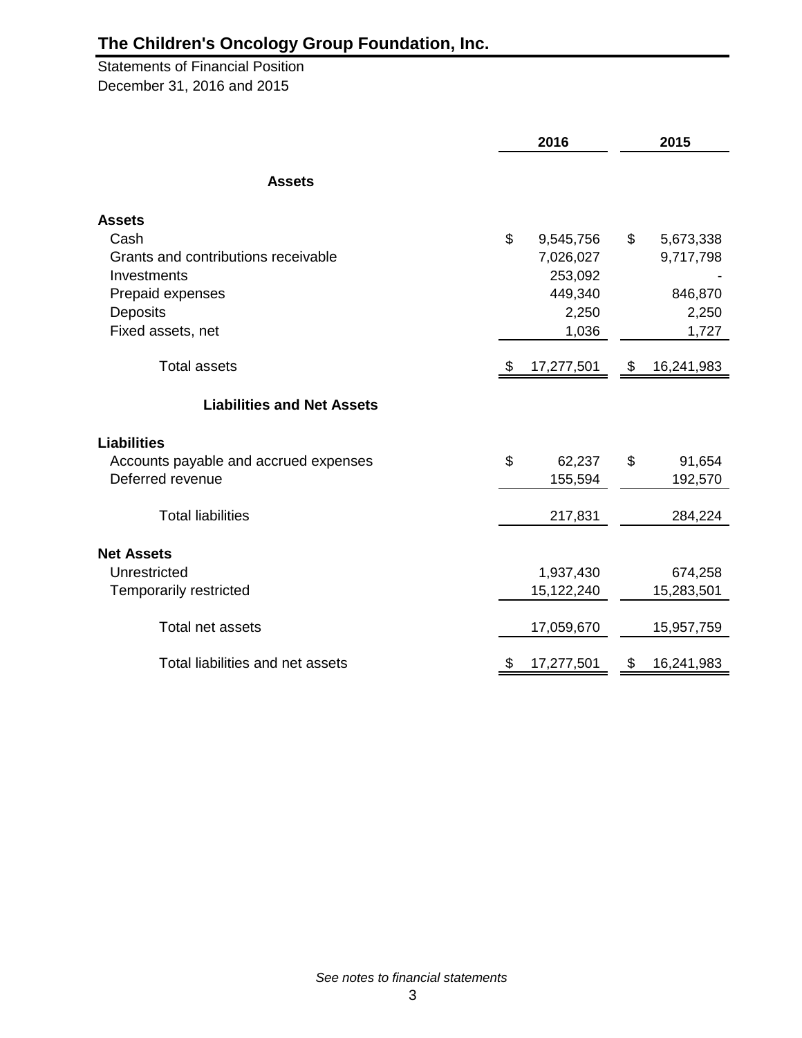# The Children's Oncology Group Foundation, Inc.

Statements of Financial Position
December 31, 2016 and 2015

| | 2016 | 2015 |
|---|---|---|
| **Assets** | | |
| **Assets** | | |
| Cash | $ 9,545,756 | $ 5,673,338 |
| Grants and contributions receivable | 7,026,027 | 9,717,798 |
| Investments | 253,092 | - |
| Prepaid expenses | 449,340 | 846,870 |
| Deposits | 2,250 | 2,250 |
| Fixed assets, net | 1,036 | 1,727 |
| Total assets | $ 17,277,501 | $ 16,241,983 |
| **Liabilities and Net Assets** | | |
| **Liabilities** | | |
| Accounts payable and accrued expenses | $ 62,237 | $ 91,654 |
| Deferred revenue | 155,594 | 192,570 |
| Total liabilities | 217,831 | 284,224 |
| **Net Assets** | | |
| Unrestricted | 1,937,430 | 674,258 |
| Temporarily restricted | 15,122,240 | 15,283,501 |
| Total net assets | 17,059,670 | 15,957,759 |
| Total liabilities and net assets | $ 17,277,501 | $ 16,241,983 |

*See notes to financial statements*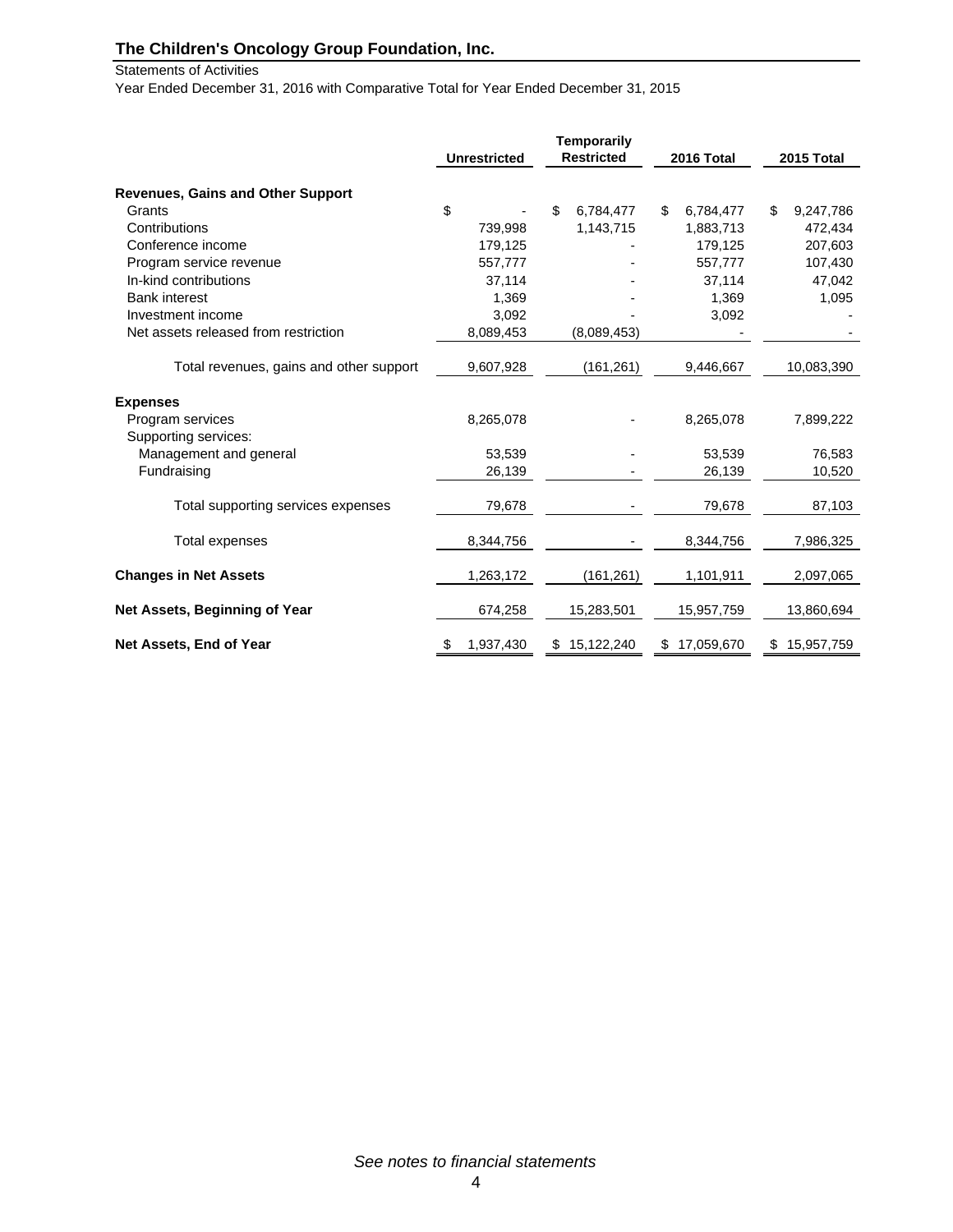# The Children's Oncology Group Foundation, Inc.

Statements of Activities

Year Ended December 31, 2016 with Comparative Total for Year Ended December 31, 2015

| | Unrestricted | Temporarily Restricted | 2016 Total | 2015 Total |
|---|---|---|---|---|
| **Revenues, Gains and Other Support** | | | | |
| Grants | $ - | $ 6,784,477 | $ 6,784,477 | $ 9,247,786 |
| Contributions | 739,998 | 1,143,715 | 1,883,713 | 472,434 |
| Conference income | 179,125 | - | 179,125 | 207,603 |
| Program service revenue | 557,777 | - | 557,777 | 107,430 |
| In-kind contributions | 37,114 | - | 37,114 | 47,042 |
| Bank interest | 1,369 | - | 1,369 | 1,095 |
| Investment income | 3,092 | - | 3,092 | - |
| Net assets released from restriction | 8,089,453 | (8,089,453) | - | - |
| Total revenues, gains and other support | 9,607,928 | (161,261) | 9,446,667 | 10,083,390 |
| **Expenses** | | | | |
| Program services | 8,265,078 | - | 8,265,078 | 7,899,222 |
| Supporting services: | | | | |
| Management and general | 53,539 | - | 53,539 | 76,583 |
| Fundraising | 26,139 | - | 26,139 | 10,520 |
| Total supporting services expenses | 79,678 | - | 79,678 | 87,103 |
| Total expenses | 8,344,756 | - | 8,344,756 | 7,986,325 |
| **Changes in Net Assets** | 1,263,172 | (161,261) | 1,101,911 | 2,097,065 |
| **Net Assets, Beginning of Year** | 674,258 | 15,283,501 | 15,957,759 | 13,860,694 |
| **Net Assets, End of Year** | $ 1,937,430 | $ 15,122,240 | $ 17,059,670 | $ 15,957,759 |

*See notes to financial statements*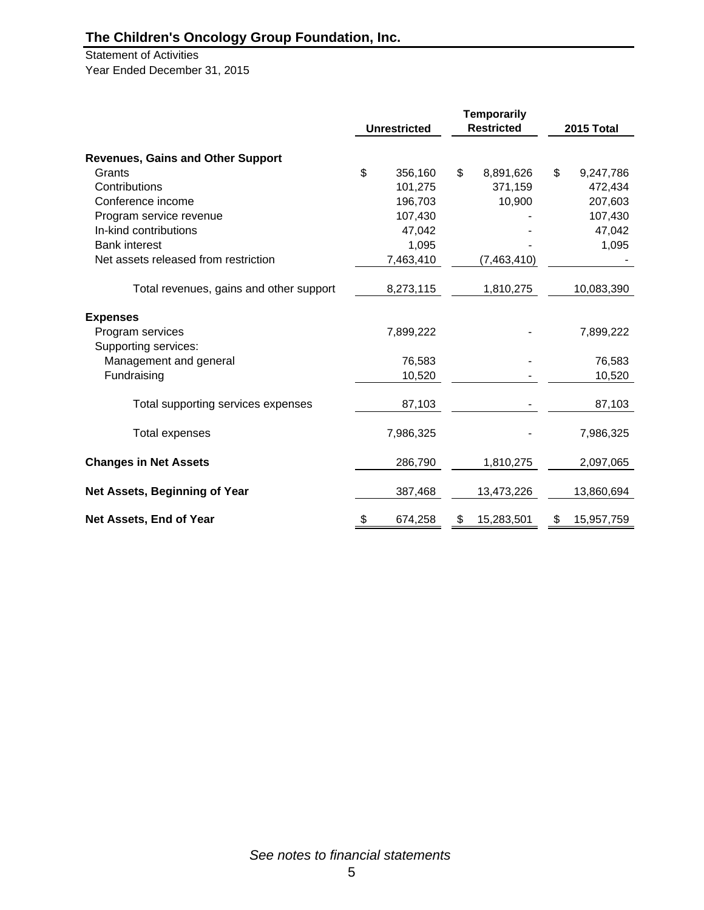**The Children's Oncology Group Foundation, Inc.**

Statement of Activities
Year Ended December 31, 2015

| | Unrestricted | Temporarily Restricted | 2015 Total |
|---|---|---|---|
| **Revenues, Gains and Other Support** | | | |
| Grants | $ 356,160 | $ 8,891,626 | $ 9,247,786 |
| Contributions | 101,275 | 371,159 | 472,434 |
| Conference income | 196,703 | 10,900 | 207,603 |
| Program service revenue | 107,430 | - | 107,430 |
| In-kind contributions | 47,042 | - | 47,042 |
| Bank interest | 1,095 | - | 1,095 |
| Net assets released from restriction | 7,463,410 | (7,463,410) | - |
| Total revenues, gains and other support | 8,273,115 | 1,810,275 | 10,083,390 |
| **Expenses** | | | |
| Program services | 7,899,222 | - | 7,899,222 |
| Supporting services: | | | |
| Management and general | 76,583 | - | 76,583 |
| Fundraising | 10,520 | - | 10,520 |
| Total supporting services expenses | 87,103 | - | 87,103 |
| Total expenses | 7,986,325 | - | 7,986,325 |
| **Changes in Net Assets** | 286,790 | 1,810,275 | 2,097,065 |
| **Net Assets, Beginning of Year** | 387,468 | 13,473,226 | 13,860,694 |
| **Net Assets, End of Year** | $ 674,258 | $ 15,283,501 | $ 15,957,759 |

*See notes to financial statements*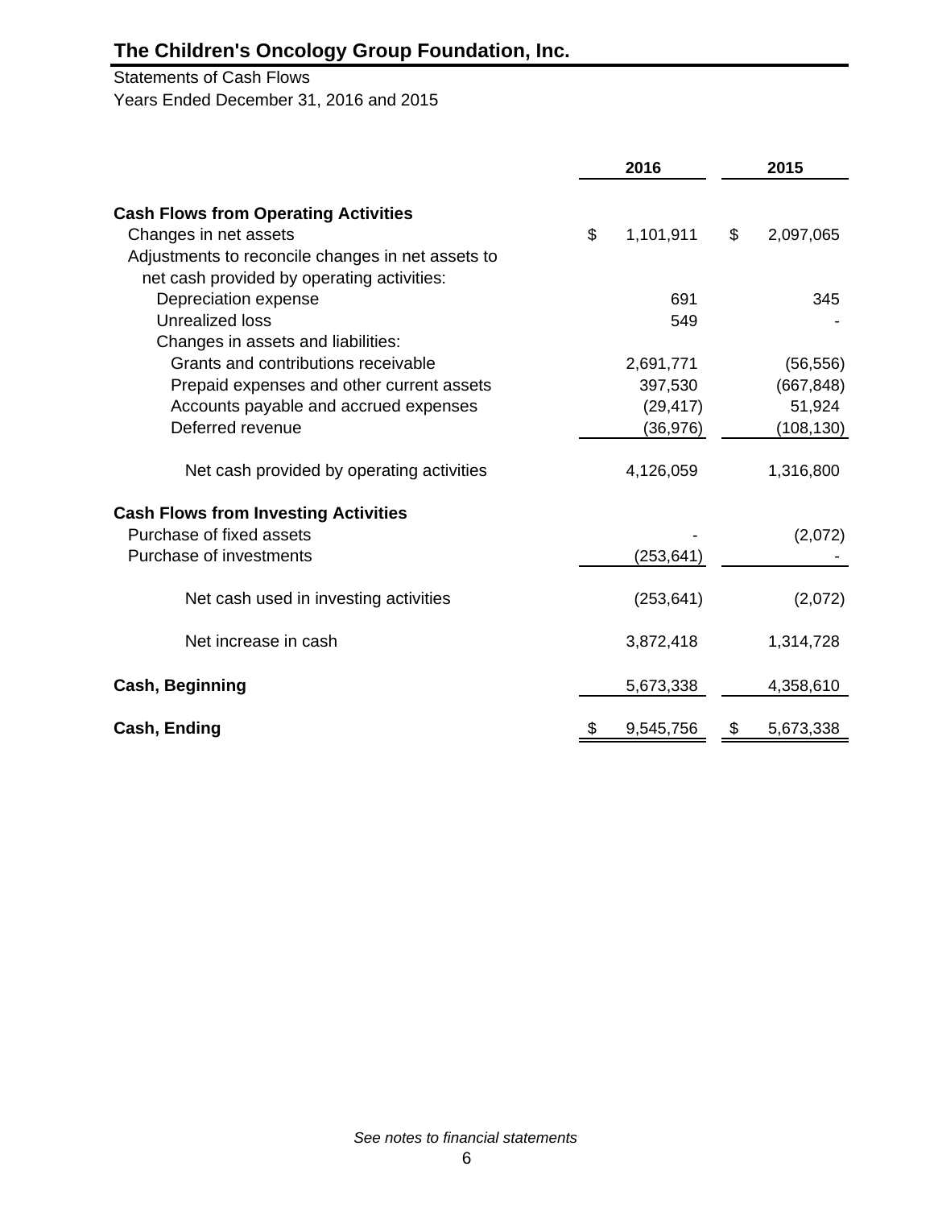# The Children's Oncology Group Foundation, Inc.

Statements of Cash Flows
Years Ended December 31, 2016 and 2015

| | 2016 | 2015 |
|---|---|---|
| **Cash Flows from Operating Activities** | | |
| Changes in net assets | $ 1,101,911 | $ 2,097,065 |
| Adjustments to reconcile changes in net assets to net cash provided by operating activities: | | |
| Depreciation expense | 691 | 345 |
| Unrealized loss | 549 | - |
| Changes in assets and liabilities: | | |
| Grants and contributions receivable | 2,691,771 | (56,556) |
| Prepaid expenses and other current assets | 397,530 | (667,848) |
| Accounts payable and accrued expenses | (29,417) | 51,924 |
| Deferred revenue | (36,976) | (108,130) |
| Net cash provided by operating activities | 4,126,059 | 1,316,800 |
| **Cash Flows from Investing Activities** | | |
| Purchase of fixed assets | - | (2,072) |
| Purchase of investments | (253,641) | - |
| Net cash used in investing activities | (253,641) | (2,072) |
| Net increase in cash | 3,872,418 | 1,314,728 |
| **Cash, Beginning** | 5,673,338 | 4,358,610 |
| **Cash, Ending** | $ 9,545,756 | $ 5,673,338 |

*See notes to financial statements*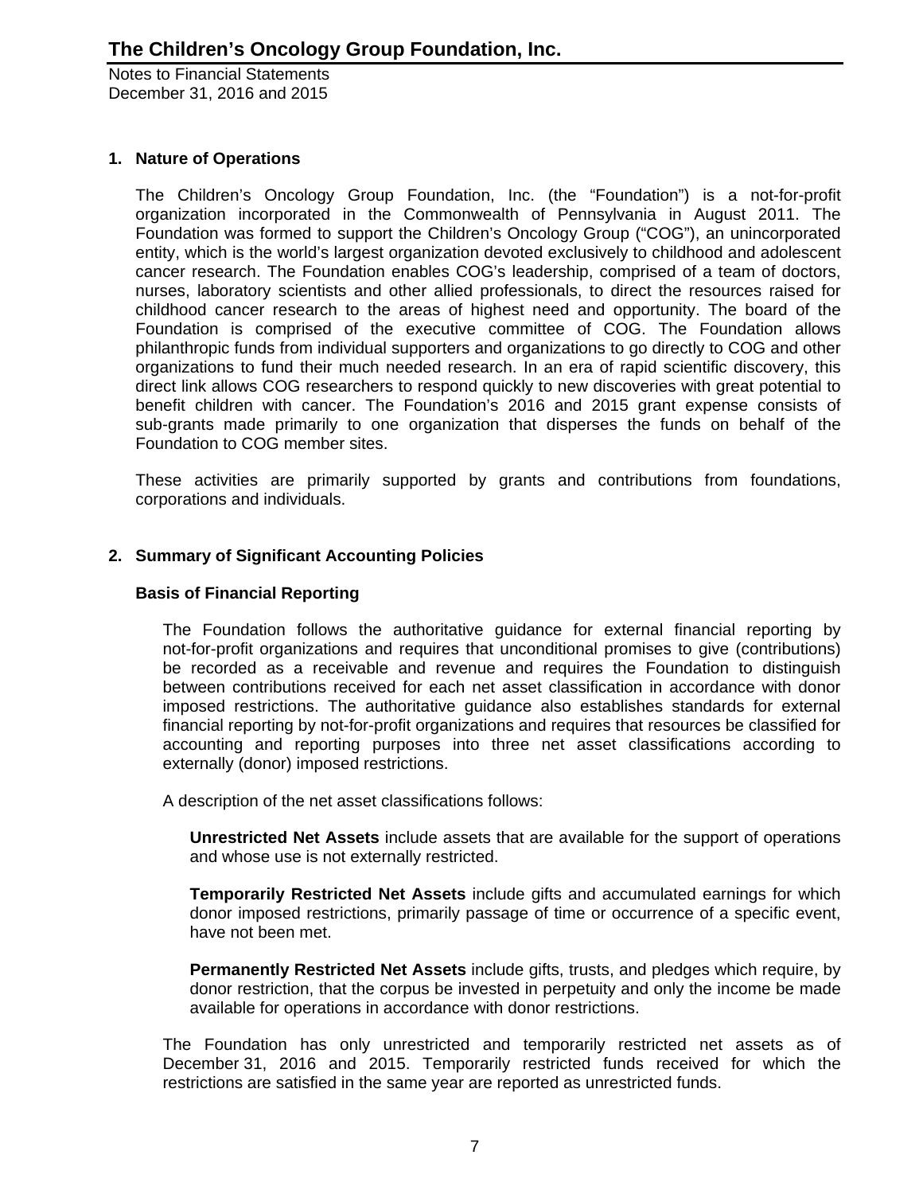## 1. Nature of Operations

The Children's Oncology Group Foundation, Inc. (the "Foundation") is a not-for-profit organization incorporated in the Commonwealth of Pennsylvania in August 2011. The Foundation was formed to support the Children's Oncology Group ("COG"), an unincorporated entity, which is the world's largest organization devoted exclusively to childhood and adolescent cancer research. The Foundation enables COG's leadership, comprised of a team of doctors, nurses, laboratory scientists and other allied professionals, to direct the resources raised for childhood cancer research to the areas of highest need and opportunity. The board of the Foundation is comprised of the executive committee of COG. The Foundation allows philanthropic funds from individual supporters and organizations to go directly to COG and other organizations to fund their much needed research. In an era of rapid scientific discovery, this direct link allows COG researchers to respond quickly to new discoveries with great potential to benefit children with cancer. The Foundation's 2016 and 2015 grant expense consists of sub-grants made primarily to one organization that disperses the funds on behalf of the Foundation to COG member sites.

These activities are primarily supported by grants and contributions from foundations, corporations and individuals.

## 2. Summary of Significant Accounting Policies

### Basis of Financial Reporting

The Foundation follows the authoritative guidance for external financial reporting by not-for-profit organizations and requires that unconditional promises to give (contributions) be recorded as a receivable and revenue and requires the Foundation to distinguish between contributions received for each net asset classification in accordance with donor imposed restrictions. The authoritative guidance also establishes standards for external financial reporting by not-for-profit organizations and requires that resources be classified for accounting and reporting purposes into three net asset classifications according to externally (donor) imposed restrictions.

A description of the net asset classifications follows:

**Unrestricted Net Assets** include assets that are available for the support of operations and whose use is not externally restricted.

**Temporarily Restricted Net Assets** include gifts and accumulated earnings for which donor imposed restrictions, primarily passage of time or occurrence of a specific event, have not been met.

**Permanently Restricted Net Assets** include gifts, trusts, and pledges which require, by donor restriction, that the corpus be invested in perpetuity and only the income be made available for operations in accordance with donor restrictions.

The Foundation has only unrestricted and temporarily restricted net assets as of December 31, 2016 and 2015. Temporarily restricted funds received for which the restrictions are satisfied in the same year are reported as unrestricted funds.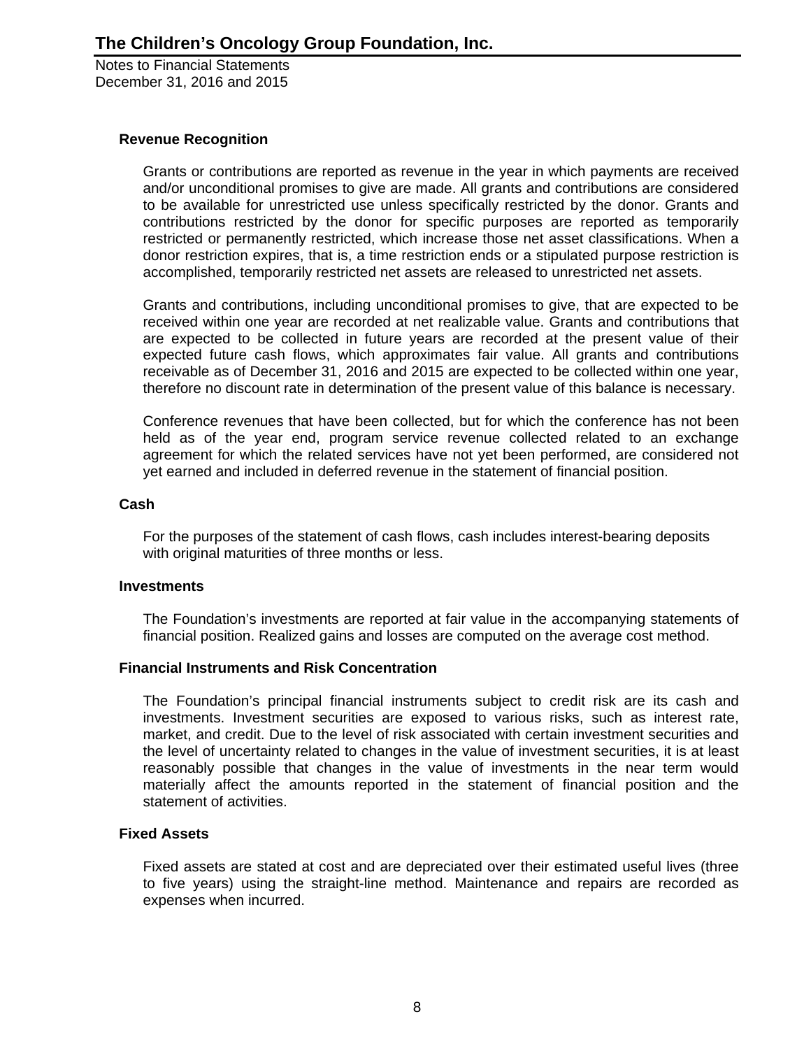### Revenue Recognition

Grants or contributions are reported as revenue in the year in which payments are received and/or unconditional promises to give are made. All grants and contributions are considered to be available for unrestricted use unless specifically restricted by the donor. Grants and contributions restricted by the donor for specific purposes are reported as temporarily restricted or permanently restricted, which increase those net asset classifications. When a donor restriction expires, that is, a time restriction ends or a stipulated purpose restriction is accomplished, temporarily restricted net assets are released to unrestricted net assets.

Grants and contributions, including unconditional promises to give, that are expected to be received within one year are recorded at net realizable value. Grants and contributions that are expected to be collected in future years are recorded at the present value of their expected future cash flows, which approximates fair value. All grants and contributions receivable as of December 31, 2016 and 2015 are expected to be collected within one year, therefore no discount rate in determination of the present value of this balance is necessary.

Conference revenues that have been collected, but for which the conference has not been held as of the year end, program service revenue collected related to an exchange agreement for which the related services have not yet been performed, are considered not yet earned and included in deferred revenue in the statement of financial position.

### Cash

For the purposes of the statement of cash flows, cash includes interest-bearing deposits with original maturities of three months or less.

### Investments

The Foundation's investments are reported at fair value in the accompanying statements of financial position. Realized gains and losses are computed on the average cost method.

### Financial Instruments and Risk Concentration

The Foundation's principal financial instruments subject to credit risk are its cash and investments. Investment securities are exposed to various risks, such as interest rate, market, and credit. Due to the level of risk associated with certain investment securities and the level of uncertainty related to changes in the value of investment securities, it is at least reasonably possible that changes in the value of investments in the near term would materially affect the amounts reported in the statement of financial position and the statement of activities.

### Fixed Assets

Fixed assets are stated at cost and are depreciated over their estimated useful lives (three to five years) using the straight-line method. Maintenance and repairs are recorded as expenses when incurred.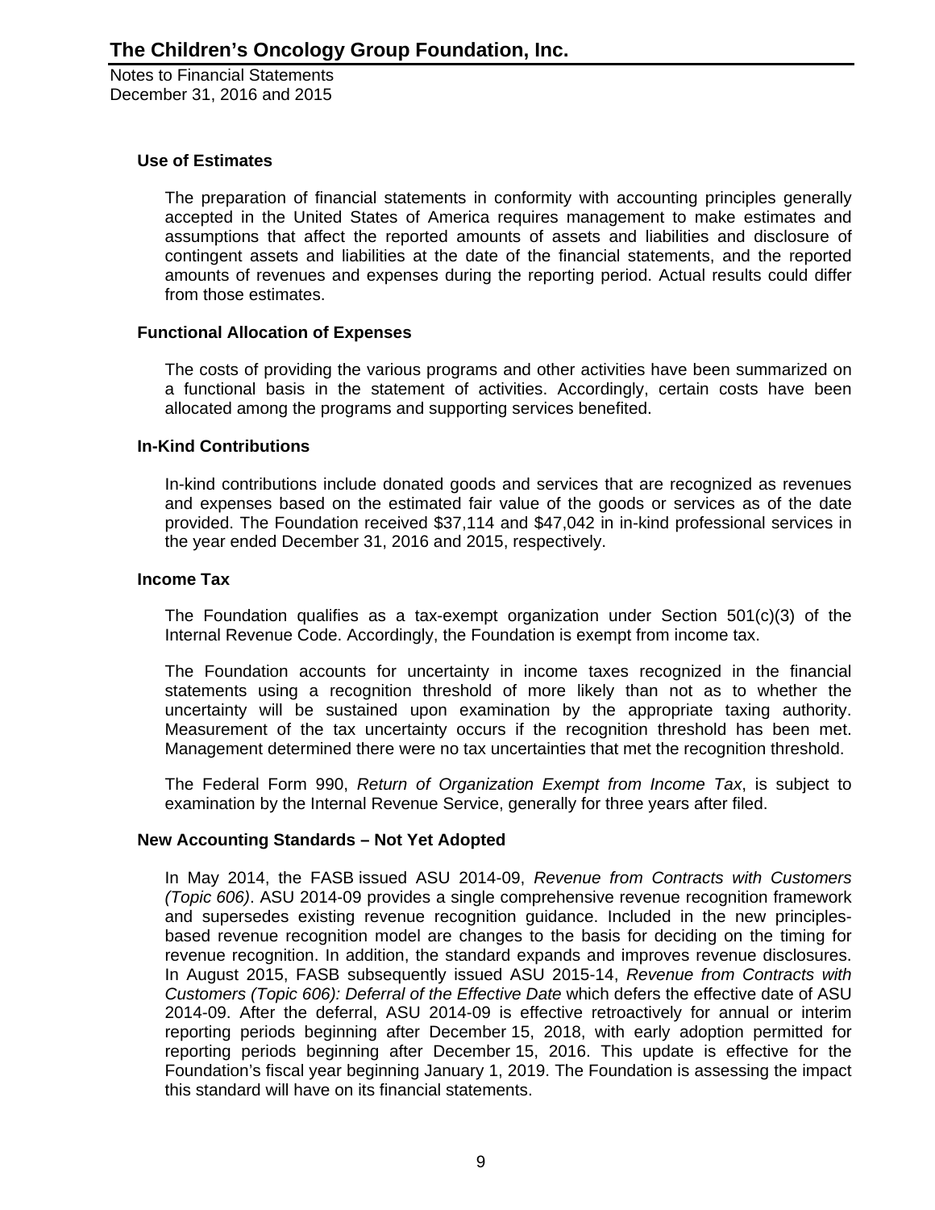### Use of Estimates

The preparation of financial statements in conformity with accounting principles generally accepted in the United States of America requires management to make estimates and assumptions that affect the reported amounts of assets and liabilities and disclosure of contingent assets and liabilities at the date of the financial statements, and the reported amounts of revenues and expenses during the reporting period. Actual results could differ from those estimates.

### Functional Allocation of Expenses

The costs of providing the various programs and other activities have been summarized on a functional basis in the statement of activities. Accordingly, certain costs have been allocated among the programs and supporting services benefited.

### In-Kind Contributions

In-kind contributions include donated goods and services that are recognized as revenues and expenses based on the estimated fair value of the goods or services as of the date provided. The Foundation received $37,114 and $47,042 in in-kind professional services in the year ended December 31, 2016 and 2015, respectively.

### Income Tax

The Foundation qualifies as a tax-exempt organization under Section 501(c)(3) of the Internal Revenue Code. Accordingly, the Foundation is exempt from income tax.

The Foundation accounts for uncertainty in income taxes recognized in the financial statements using a recognition threshold of more likely than not as to whether the uncertainty will be sustained upon examination by the appropriate taxing authority. Measurement of the tax uncertainty occurs if the recognition threshold has been met. Management determined there were no tax uncertainties that met the recognition threshold.

The Federal Form 990, *Return of Organization Exempt from Income Tax*, is subject to examination by the Internal Revenue Service, generally for three years after filed.

### New Accounting Standards – Not Yet Adopted

In May 2014, the FASB issued ASU 2014-09, *Revenue from Contracts with Customers (Topic 606)*. ASU 2014-09 provides a single comprehensive revenue recognition framework and supersedes existing revenue recognition guidance. Included in the new principles-based revenue recognition model are changes to the basis for deciding on the timing for revenue recognition. In addition, the standard expands and improves revenue disclosures. In August 2015, FASB subsequently issued ASU 2015-14, *Revenue from Contracts with Customers (Topic 606): Deferral of the Effective Date* which defers the effective date of ASU 2014-09. After the deferral, ASU 2014-09 is effective retroactively for annual or interim reporting periods beginning after December 15, 2018, with early adoption permitted for reporting periods beginning after December 15, 2016. This update is effective for the Foundation's fiscal year beginning January 1, 2019. The Foundation is assessing the impact this standard will have on its financial statements.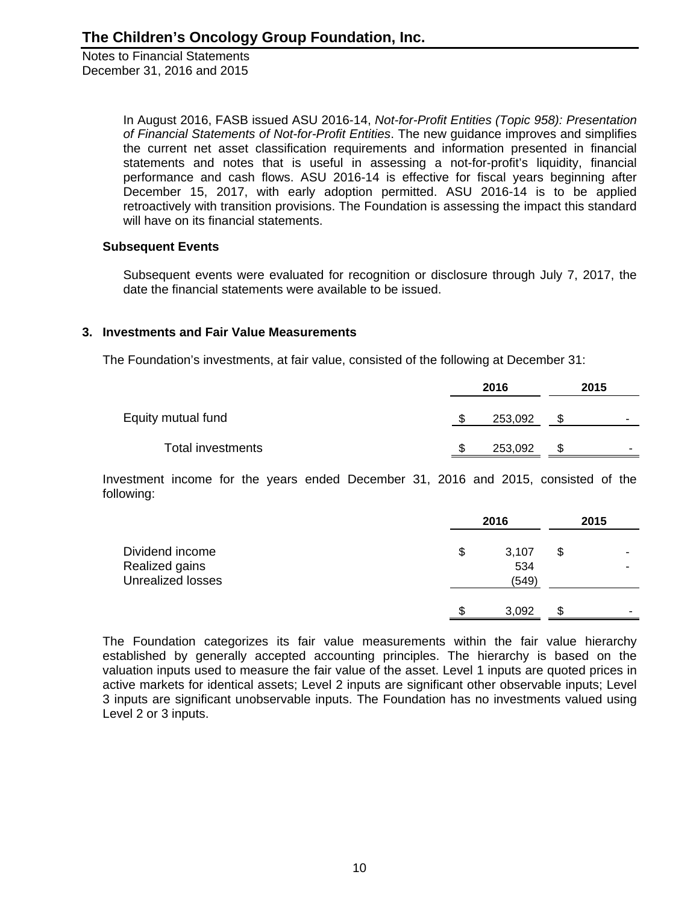In August 2016, FASB issued ASU 2016-14, *Not-for-Profit Entities (Topic 958): Presentation of Financial Statements of Not-for-Profit Entities*. The new guidance improves and simplifies the current net asset classification requirements and information presented in financial statements and notes that is useful in assessing a not-for-profit's liquidity, financial performance and cash flows. ASU 2016-14 is effective for fiscal years beginning after December 15, 2017, with early adoption permitted. ASU 2016-14 is to be applied retroactively with transition provisions. The Foundation is assessing the impact this standard will have on its financial statements.

### Subsequent Events

Subsequent events were evaluated for recognition or disclosure through July 7, 2017, the date the financial statements were available to be issued.

## 3. Investments and Fair Value Measurements

The Foundation's investments, at fair value, consisted of the following at December 31:

| | 2016 | 2015 |
|---|---|---|
| Equity mutual fund | $ 253,092 | $ - |
| Total investments | $ 253,092 | $ - |

Investment income for the years ended December 31, 2016 and 2015, consisted of the following:

| | 2016 | 2015 |
|---|---|---|
| Dividend income | $ 3,107 | $ - |
| Realized gains | 534 | - |
| Unrealized losses | (549) | |
| | $ 3,092 | $ - |

The Foundation categorizes its fair value measurements within the fair value hierarchy established by generally accepted accounting principles. The hierarchy is based on the valuation inputs used to measure the fair value of the asset. Level 1 inputs are quoted prices in active markets for identical assets; Level 2 inputs are significant other observable inputs; Level 3 inputs are significant unobservable inputs. The Foundation has no investments valued using Level 2 or 3 inputs.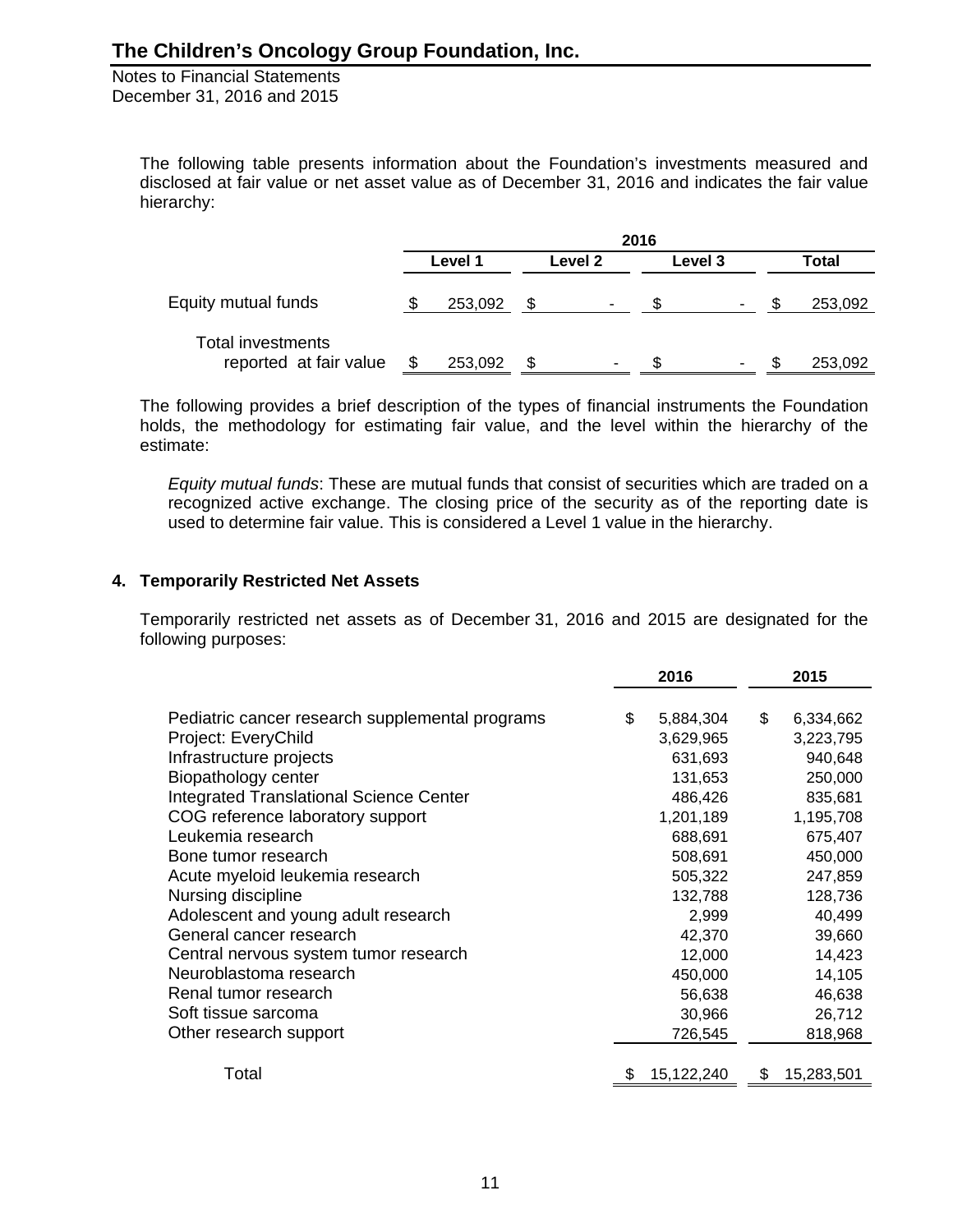The following table presents information about the Foundation's investments measured and disclosed at fair value or net asset value as of December 31, 2016 and indicates the fair value hierarchy:

| | 2016 | | | |
|---|---|---|---|---|
| | Level 1 | Level 2 | Level 3 | Total |
| Equity mutual funds | $ 253,092 | $ - | $ - | $ 253,092 |
| Total investments reported at fair value | $ 253,092 | $ - | $ - | $ 253,092 |

The following provides a brief description of the types of financial instruments the Foundation holds, the methodology for estimating fair value, and the level within the hierarchy of the estimate:

*Equity mutual funds*: These are mutual funds that consist of securities which are traded on a recognized active exchange. The closing price of the security as of the reporting date is used to determine fair value. This is considered a Level 1 value in the hierarchy.

## 4. Temporarily Restricted Net Assets

Temporarily restricted net assets as of December 31, 2016 and 2015 are designated for the following purposes:

| | 2016 | 2015 |
|---|---|---|
| Pediatric cancer research supplemental programs | $ 5,884,304 | $ 6,334,662 |
| Project: EveryChild | 3,629,965 | 3,223,795 |
| Infrastructure projects | 631,693 | 940,648 |
| Biopathology center | 131,653 | 250,000 |
| Integrated Translational Science Center | 486,426 | 835,681 |
| COG reference laboratory support | 1,201,189 | 1,195,708 |
| Leukemia research | 688,691 | 675,407 |
| Bone tumor research | 508,691 | 450,000 |
| Acute myeloid leukemia research | 505,322 | 247,859 |
| Nursing discipline | 132,788 | 128,736 |
| Adolescent and young adult research | 2,999 | 40,499 |
| General cancer research | 42,370 | 39,660 |
| Central nervous system tumor research | 12,000 | 14,423 |
| Neuroblastoma research | 450,000 | 14,105 |
| Renal tumor research | 56,638 | 46,638 |
| Soft tissue sarcoma | 30,966 | 26,712 |
| Other research support | 726,545 | 818,968 |
| Total | $ 15,122,240 | $ 15,283,501 |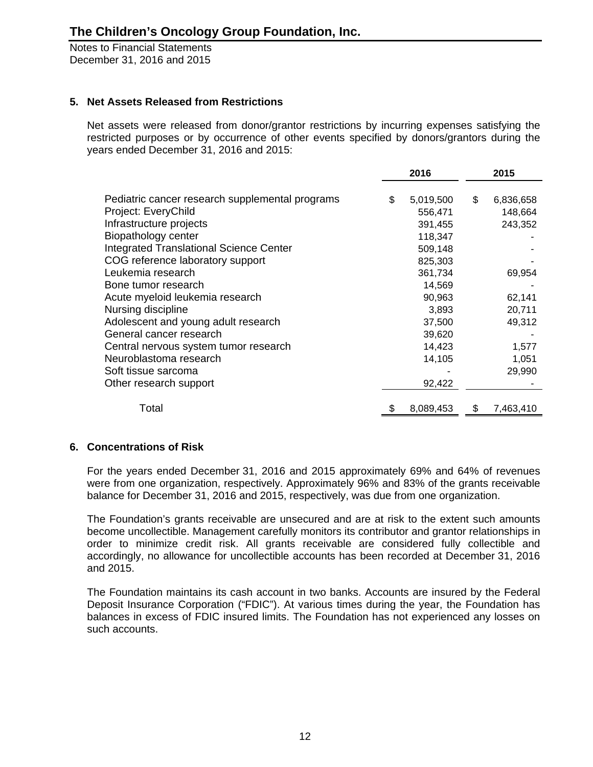## 5. Net Assets Released from Restrictions

Net assets were released from donor/grantor restrictions by incurring expenses satisfying the restricted purposes or by occurrence of other events specified by donors/grantors during the years ended December 31, 2016 and 2015:

| | 2016 | 2015 |
|---|---|---|
| Pediatric cancer research supplemental programs | $ 5,019,500 | $ 6,836,658 |
| Project: EveryChild | 556,471 | 148,664 |
| Infrastructure projects | 391,455 | 243,352 |
| Biopathology center | 118,347 | - |
| Integrated Translational Science Center | 509,148 | - |
| COG reference laboratory support | 825,303 | - |
| Leukemia research | 361,734 | 69,954 |
| Bone tumor research | 14,569 | - |
| Acute myeloid leukemia research | 90,963 | 62,141 |
| Nursing discipline | 3,893 | 20,711 |
| Adolescent and young adult research | 37,500 | 49,312 |
| General cancer research | 39,620 | - |
| Central nervous system tumor research | 14,423 | 1,577 |
| Neuroblastoma research | 14,105 | 1,051 |
| Soft tissue sarcoma | - | 29,990 |
| Other research support | 92,422 | - |
| Total | $ 8,089,453 | $ 7,463,410 |

## 6. Concentrations of Risk

For the years ended December 31, 2016 and 2015 approximately 69% and 64% of revenues were from one organization, respectively. Approximately 96% and 83% of the grants receivable balance for December 31, 2016 and 2015, respectively, was due from one organization.

The Foundation's grants receivable are unsecured and are at risk to the extent such amounts become uncollectible. Management carefully monitors its contributor and grantor relationships in order to minimize credit risk. All grants receivable are considered fully collectible and accordingly, no allowance for uncollectible accounts has been recorded at December 31, 2016 and 2015.

The Foundation maintains its cash account in two banks. Accounts are insured by the Federal Deposit Insurance Corporation ("FDIC"). At various times during the year, the Foundation has balances in excess of FDIC insured limits. The Foundation has not experienced any losses on such accounts.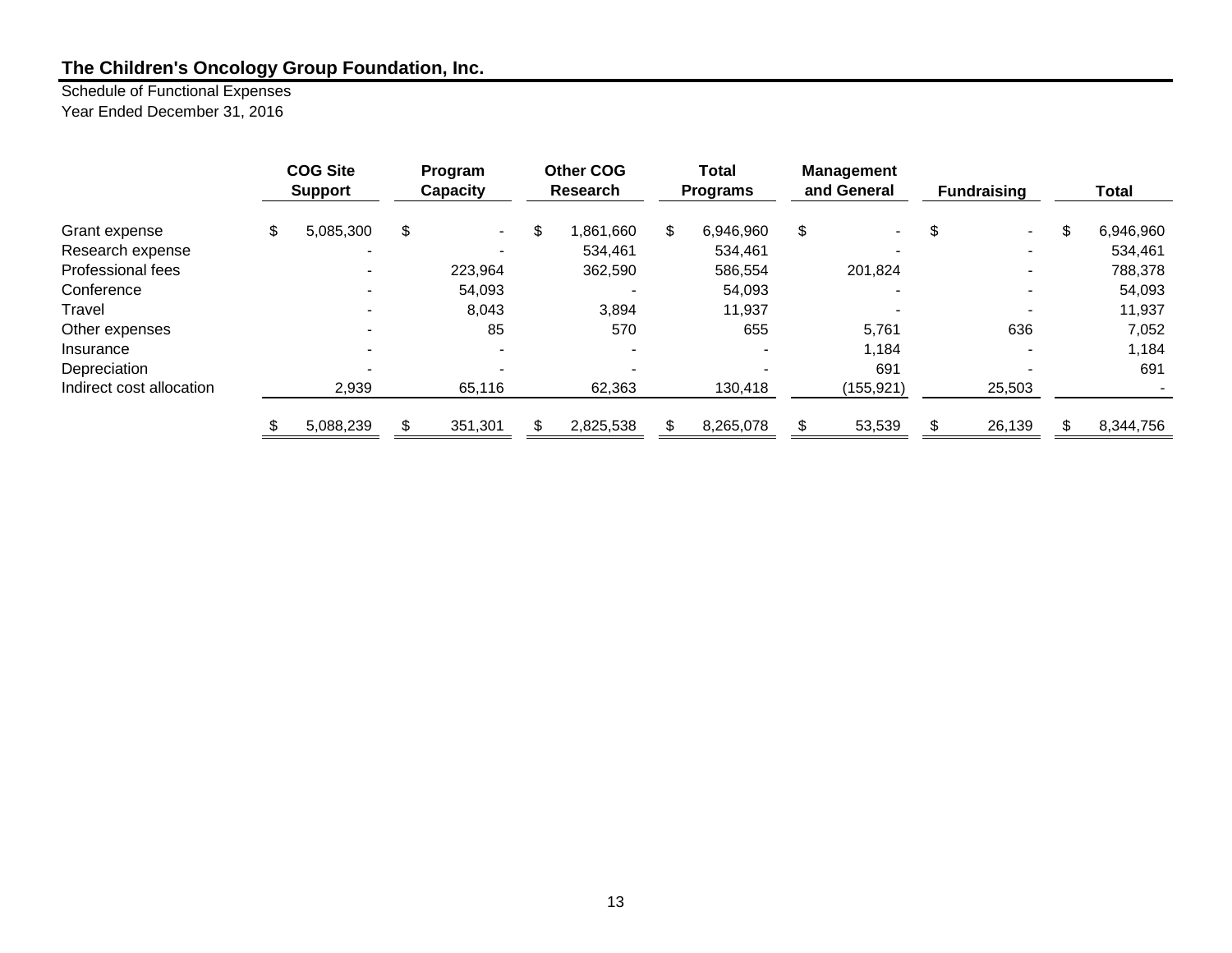# The Children's Oncology Group Foundation, Inc.

Schedule of Functional Expenses
Year Ended December 31, 2016

| | COG Site Support | Program Capacity | Other COG Research | Total Programs | Management and General | Fundraising | Total |
|---|---|---|---|---|---|---|---|
| Grant expense | $ 5,085,300 | $ - | $ 1,861,660 | $ 6,946,960 | $ - | $ - | $ 6,946,960 |
| Research expense | - | - | 534,461 | 534,461 | - | - | 534,461 |
| Professional fees | - | 223,964 | 362,590 | 586,554 | 201,824 | - | 788,378 |
| Conference | - | 54,093 | - | 54,093 | - | - | 54,093 |
| Travel | - | 8,043 | 3,894 | 11,937 | - | - | 11,937 |
| Other expenses | - | 85 | 570 | 655 | 5,761 | 636 | 7,052 |
| Insurance | - | - | - | - | 1,184 | - | 1,184 |
| Depreciation | - | - | - | - | 691 | - | 691 |
| Indirect cost allocation | 2,939 | 65,116 | 62,363 | 130,418 | (155,921) | 25,503 | - |
| | $ 5,088,239 | $ 351,301 | $ 2,825,538 | $ 8,265,078 | $ 53,539 | $ 26,139 | $ 8,344,756 |